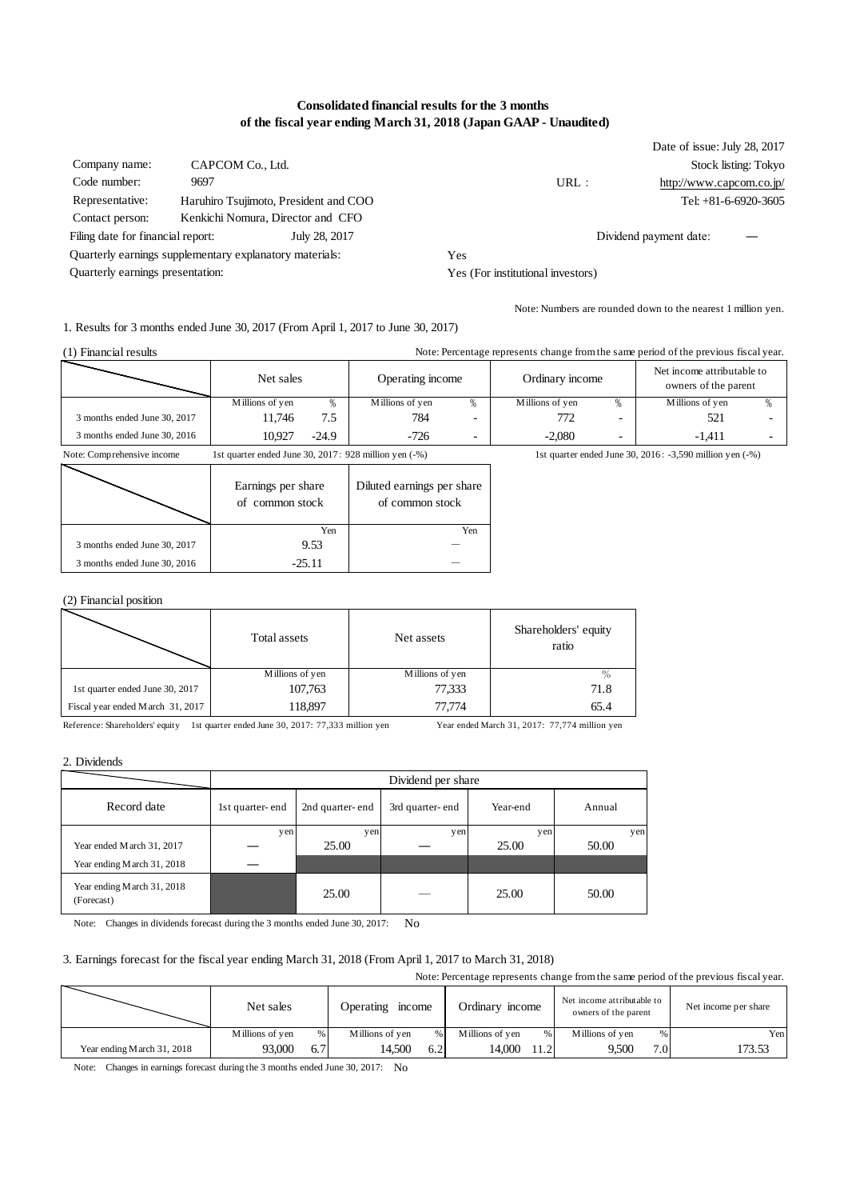# Consolidated financial results for the 3 months of the fiscal year ending March 31, 2018 (Japan GAAP - Unaudited)

Date of issue: July 28, 2017

| | | | |
|---|---|---|---|
| Company name: | CAPCOM Co., Ltd. | | Stock listing: Tokyo |
| Code number: | 9697 | URL : | http://www.capcom.co.jp/ |
| Representative: | Haruhiro Tsujimoto, President and COO | | Tel: +81-6-6920-3605 |
| Contact person: | Kenkichi Nomura, Director and CFO | | |

Filing date for financial report: July 28, 2017 — Dividend payment date: —

Quarterly earnings supplementary explanatory materials: Yes

Quarterly earnings presentation: Yes (For institutional investors)

Note: Numbers are rounded down to the nearest 1 million yen.

## 1. Results for 3 months ended June 30, 2017 (From April 1, 2017 to June 30, 2017)

### (1) Financial results

Note: Percentage represents change from the same period of the previous fiscal year.

| | Net sales | | Operating income | | Ordinary income | | Net income attributable to owners of the parent | |
|---|---|---|---|---|---|---|---|---|
| | Millions of yen | % | Millions of yen | % | Millions of yen | % | Millions of yen | % |
| 3 months ended June 30, 2017 | 11,746 | 7.5 | 784 | - | 772 | - | 521 | - |
| 3 months ended June 30, 2016 | 10,927 | -24.9 | -726 | - | -2,080 | - | -1,411 | - |

Note: Comprehensive income 1st quarter ended June 30, 2017 : 928 million yen (-%) 1st quarter ended June 30, 2016 : -3,590 million yen (-%)

| | Earnings per share of common stock | Diluted earnings per share of common stock |
|---|---|---|
| | Yen | Yen |
| 3 months ended June 30, 2017 | 9.53 | — |
| 3 months ended June 30, 2016 | -25.11 | — |

### (2) Financial position

| | Total assets | Net assets | Shareholders' equity ratio |
|---|---|---|---|
| | Millions of yen | Millions of yen | % |
| 1st quarter ended June 30, 2017 | 107,763 | 77,333 | 71.8 |
| Fiscal year ended March 31, 2017 | 118,897 | 77,774 | 65.4 |

Reference: Shareholders' equity 1st quarter ended June 30, 2017: 77,333 million yen Year ended March 31, 2017: 77,774 million yen

## 2. Dividends

| Record date | Dividend per share | | | | |
|---|---|---|---|---|---|
| | 1st quarter-end | 2nd quarter-end | 3rd quarter-end | Year-end | Annual |
| | yen | yen | yen | yen | yen |
| Year ended March 31, 2017 | — | 25.00 | — | 25.00 | 50.00 |
| Year ending March 31, 2018 | — | | | | |
| Year ending March 31, 2018 (Forecast) | | 25.00 | — | 25.00 | 50.00 |

Note: Changes in dividends forecast during the 3 months ended June 30, 2017: No

## 3. Earnings forecast for the fiscal year ending March 31, 2018 (From April 1, 2017 to March 31, 2018)

Note: Percentage represents change from the same period of the previous fiscal year.

| | Net sales | | Operating income | | Ordinary income | | Net income attributable to owners of the parent | | Net income per share |
|---|---|---|---|---|---|---|---|---|---|
| | Millions of yen | % | Millions of yen | % | Millions of yen | % | Millions of yen | % | Yen |
| Year ending March 31, 2018 | 93,000 | 6.7 | 14,500 | 6.2 | 14,000 | 11.2 | 9,500 | 7.0 | 173.53 |

Note: Changes in earnings forecast during the 3 months ended June 30, 2017: No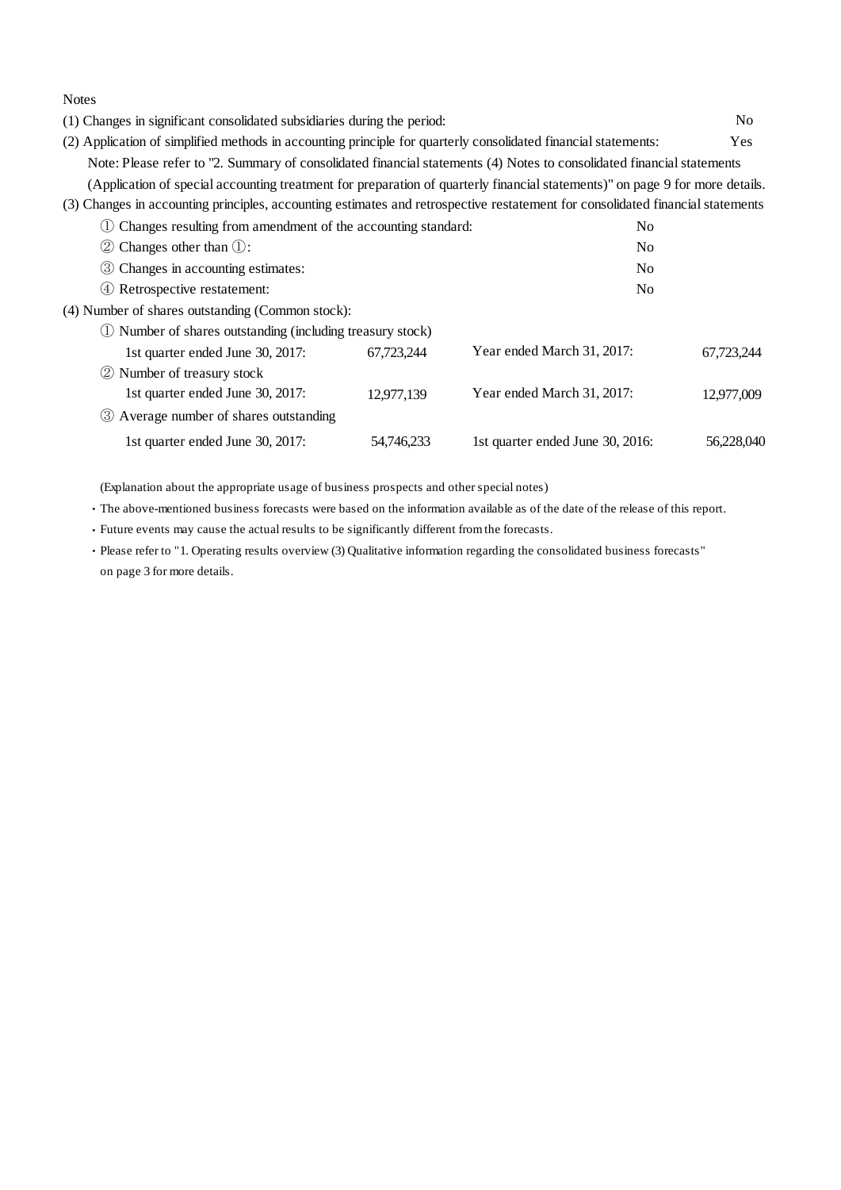Notes

(1) Changes in significant consolidated subsidiaries during the period: No

(2) Application of simplified methods in accounting principle for quarterly consolidated financial statements: Yes

Note: Please refer to "2. Summary of consolidated financial statements (4) Notes to consolidated financial statements (Application of special accounting treatment for preparation of quarterly financial statements)" on page 9 for more details.

(3) Changes in accounting principles, accounting estimates and retrospective restatement for consolidated financial statements

| | |
|---|---|
| ① Changes resulting from amendment of the accounting standard: | No |
| ② Changes other than ①: | No |
| ③ Changes in accounting estimates: | No |
| ④ Retrospective restatement: | No |

(4) Number of shares outstanding (Common stock):

| | | | |
|---|---|---|---|
| ① Number of shares outstanding (including treasury stock) | | | |
| 1st quarter ended June 30, 2017: | 67,723,244 | Year ended March 31, 2017: | 67,723,244 |
| ② Number of treasury stock | | | |
| 1st quarter ended June 30, 2017: | 12,977,139 | Year ended March 31, 2017: | 12,977,009 |
| ③ Average number of shares outstanding | | | |
| 1st quarter ended June 30, 2017: | 54,746,233 | 1st quarter ended June 30, 2016: | 56,228,040 |

(Explanation about the appropriate usage of business prospects and other special notes)

- The above-mentioned business forecasts were based on the information available as of the date of the release of this report.
- Future events may cause the actual results to be significantly different from the forecasts.
- Please refer to "1. Operating results overview (3) Qualitative information regarding the consolidated business forecasts" on page 3 for more details.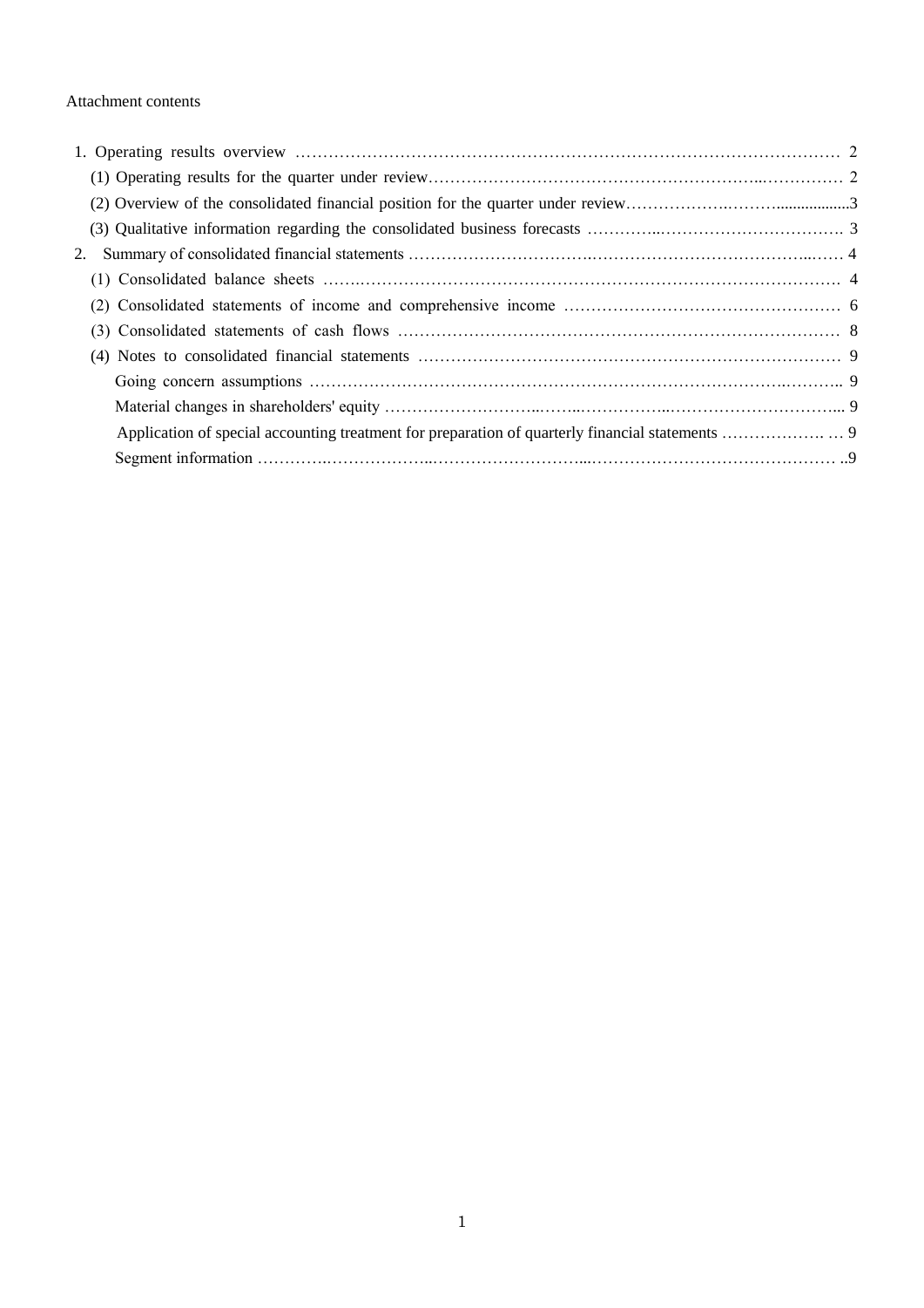Attachment contents

1. Operating results overview …… 2
   - (1) Operating results for the quarter under review …… 2
   - (2) Overview of the consolidated financial position for the quarter under review …… 3
   - (3) Qualitative information regarding the consolidated business forecasts …… 3
2. Summary of consolidated financial statements …… 4
   - (1) Consolidated balance sheets …… 4
   - (2) Consolidated statements of income and comprehensive income …… 6
   - (3) Consolidated statements of cash flows …… 8
   - (4) Notes to consolidated financial statements …… 9
     - Going concern assumptions …… 9
     - Material changes in shareholders' equity …… 9
     - Application of special accounting treatment for preparation of quarterly financial statements …… 9
     - Segment information …… 9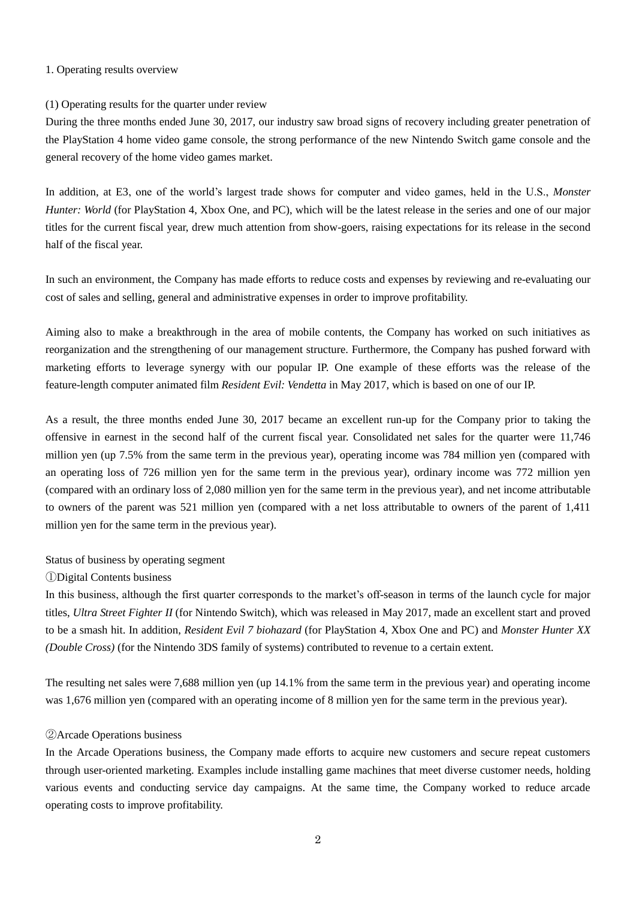## 1. Operating results overview

### (1) Operating results for the quarter under review

During the three months ended June 30, 2017, our industry saw broad signs of recovery including greater penetration of the PlayStation 4 home video game console, the strong performance of the new Nintendo Switch game console and the general recovery of the home video games market.

In addition, at E3, one of the world's largest trade shows for computer and video games, held in the U.S., *Monster Hunter: World* (for PlayStation 4, Xbox One, and PC), which will be the latest release in the series and one of our major titles for the current fiscal year, drew much attention from show-goers, raising expectations for its release in the second half of the fiscal year.

In such an environment, the Company has made efforts to reduce costs and expenses by reviewing and re-evaluating our cost of sales and selling, general and administrative expenses in order to improve profitability.

Aiming also to make a breakthrough in the area of mobile contents, the Company has worked on such initiatives as reorganization and the strengthening of our management structure. Furthermore, the Company has pushed forward with marketing efforts to leverage synergy with our popular IP. One example of these efforts was the release of the feature-length computer animated film *Resident Evil: Vendetta* in May 2017, which is based on one of our IP.

As a result, the three months ended June 30, 2017 became an excellent run-up for the Company prior to taking the offensive in earnest in the second half of the current fiscal year. Consolidated net sales for the quarter were 11,746 million yen (up 7.5% from the same term in the previous year), operating income was 784 million yen (compared with an operating loss of 726 million yen for the same term in the previous year), ordinary income was 772 million yen (compared with an ordinary loss of 2,080 million yen for the same term in the previous year), and net income attributable to owners of the parent was 521 million yen (compared with a net loss attributable to owners of the parent of 1,411 million yen for the same term in the previous year).

Status of business by operating segment

①Digital Contents business

In this business, although the first quarter corresponds to the market's off-season in terms of the launch cycle for major titles, *Ultra Street Fighter II* (for Nintendo Switch), which was released in May 2017, made an excellent start and proved to be a smash hit. In addition, *Resident Evil 7 biohazard* (for PlayStation 4, Xbox One and PC) and *Monster Hunter XX (Double Cross)* (for the Nintendo 3DS family of systems) contributed to revenue to a certain extent.

The resulting net sales were 7,688 million yen (up 14.1% from the same term in the previous year) and operating income was 1,676 million yen (compared with an operating income of 8 million yen for the same term in the previous year).

②Arcade Operations business

In the Arcade Operations business, the Company made efforts to acquire new customers and secure repeat customers through user-oriented marketing. Examples include installing game machines that meet diverse customer needs, holding various events and conducting service day campaigns. At the same time, the Company worked to reduce arcade operating costs to improve profitability.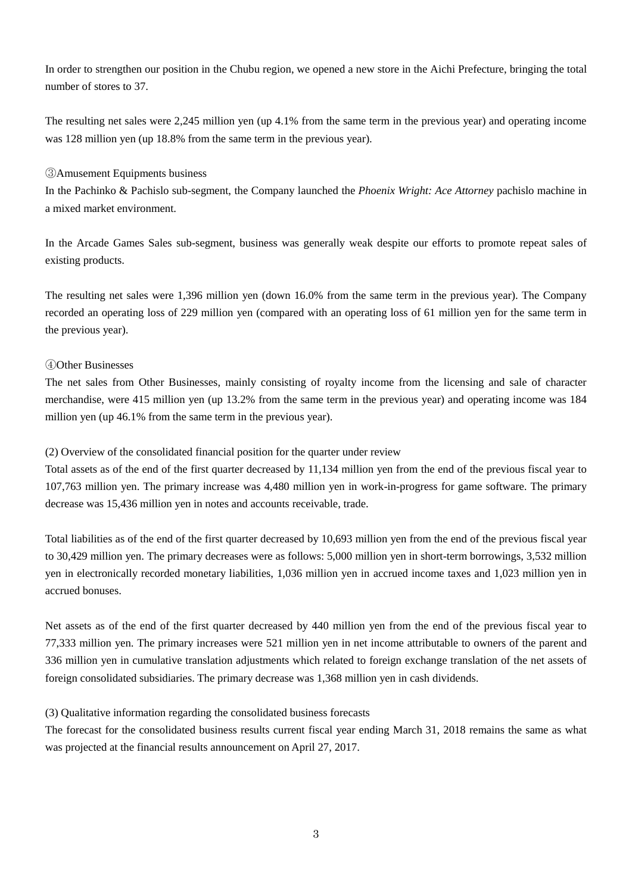In order to strengthen our position in the Chubu region, we opened a new store in the Aichi Prefecture, bringing the total number of stores to 37.

The resulting net sales were 2,245 million yen (up 4.1% from the same term in the previous year) and operating income was 128 million yen (up 18.8% from the same term in the previous year).

③Amusement Equipments business

In the Pachinko & Pachislo sub-segment, the Company launched the *Phoenix Wright: Ace Attorney* pachislo machine in a mixed market environment.

In the Arcade Games Sales sub-segment, business was generally weak despite our efforts to promote repeat sales of existing products.

The resulting net sales were 1,396 million yen (down 16.0% from the same term in the previous year). The Company recorded an operating loss of 229 million yen (compared with an operating loss of 61 million yen for the same term in the previous year).

④Other Businesses

The net sales from Other Businesses, mainly consisting of royalty income from the licensing and sale of character merchandise, were 415 million yen (up 13.2% from the same term in the previous year) and operating income was 184 million yen (up 46.1% from the same term in the previous year).

(2) Overview of the consolidated financial position for the quarter under review

Total assets as of the end of the first quarter decreased by 11,134 million yen from the end of the previous fiscal year to 107,763 million yen. The primary increase was 4,480 million yen in work-in-progress for game software. The primary decrease was 15,436 million yen in notes and accounts receivable, trade.

Total liabilities as of the end of the first quarter decreased by 10,693 million yen from the end of the previous fiscal year to 30,429 million yen. The primary decreases were as follows: 5,000 million yen in short-term borrowings, 3,532 million yen in electronically recorded monetary liabilities, 1,036 million yen in accrued income taxes and 1,023 million yen in accrued bonuses.

Net assets as of the end of the first quarter decreased by 440 million yen from the end of the previous fiscal year to 77,333 million yen. The primary increases were 521 million yen in net income attributable to owners of the parent and 336 million yen in cumulative translation adjustments which related to foreign exchange translation of the net assets of foreign consolidated subsidiaries. The primary decrease was 1,368 million yen in cash dividends.

(3) Qualitative information regarding the consolidated business forecasts

The forecast for the consolidated business results current fiscal year ending March 31, 2018 remains the same as what was projected at the financial results announcement on April 27, 2017.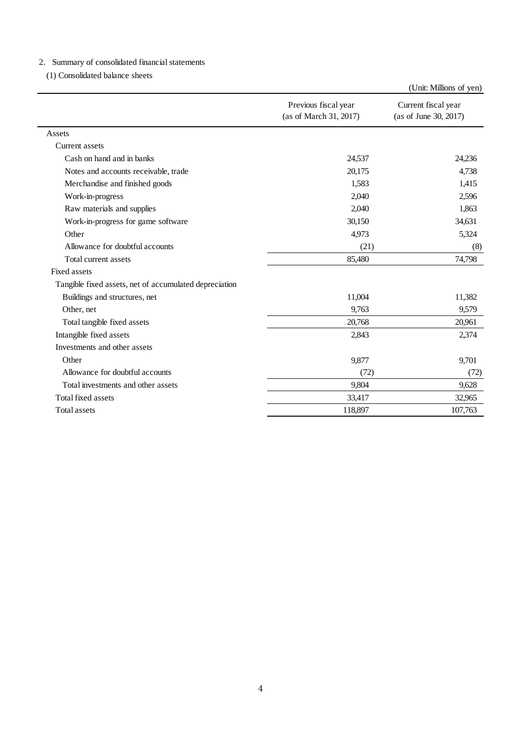2. Summary of consolidated financial statements

(1) Consolidated balance sheets

(Unit: Millions of yen)

| | Previous fiscal year (as of March 31, 2017) | Current fiscal year (as of June 30, 2017) |
|---|---|---|
| Assets | | |
| Current assets | | |
| Cash on hand and in banks | 24,537 | 24,236 |
| Notes and accounts receivable, trade | 20,175 | 4,738 |
| Merchandise and finished goods | 1,583 | 1,415 |
| Work-in-progress | 2,040 | 2,596 |
| Raw materials and supplies | 2,040 | 1,863 |
| Work-in-progress for game software | 30,150 | 34,631 |
| Other | 4,973 | 5,324 |
| Allowance for doubtful accounts | (21) | (8) |
| Total current assets | 85,480 | 74,798 |
| Fixed assets | | |
| Tangible fixed assets, net of accumulated depreciation | | |
| Buildings and structures, net | 11,004 | 11,382 |
| Other, net | 9,763 | 9,579 |
| Total tangible fixed assets | 20,768 | 20,961 |
| Intangible fixed assets | 2,843 | 2,374 |
| Investments and other assets | | |
| Other | 9,877 | 9,701 |
| Allowance for doubtful accounts | (72) | (72) |
| Total investments and other assets | 9,804 | 9,628 |
| Total fixed assets | 33,417 | 32,965 |
| Total assets | 118,897 | 107,763 |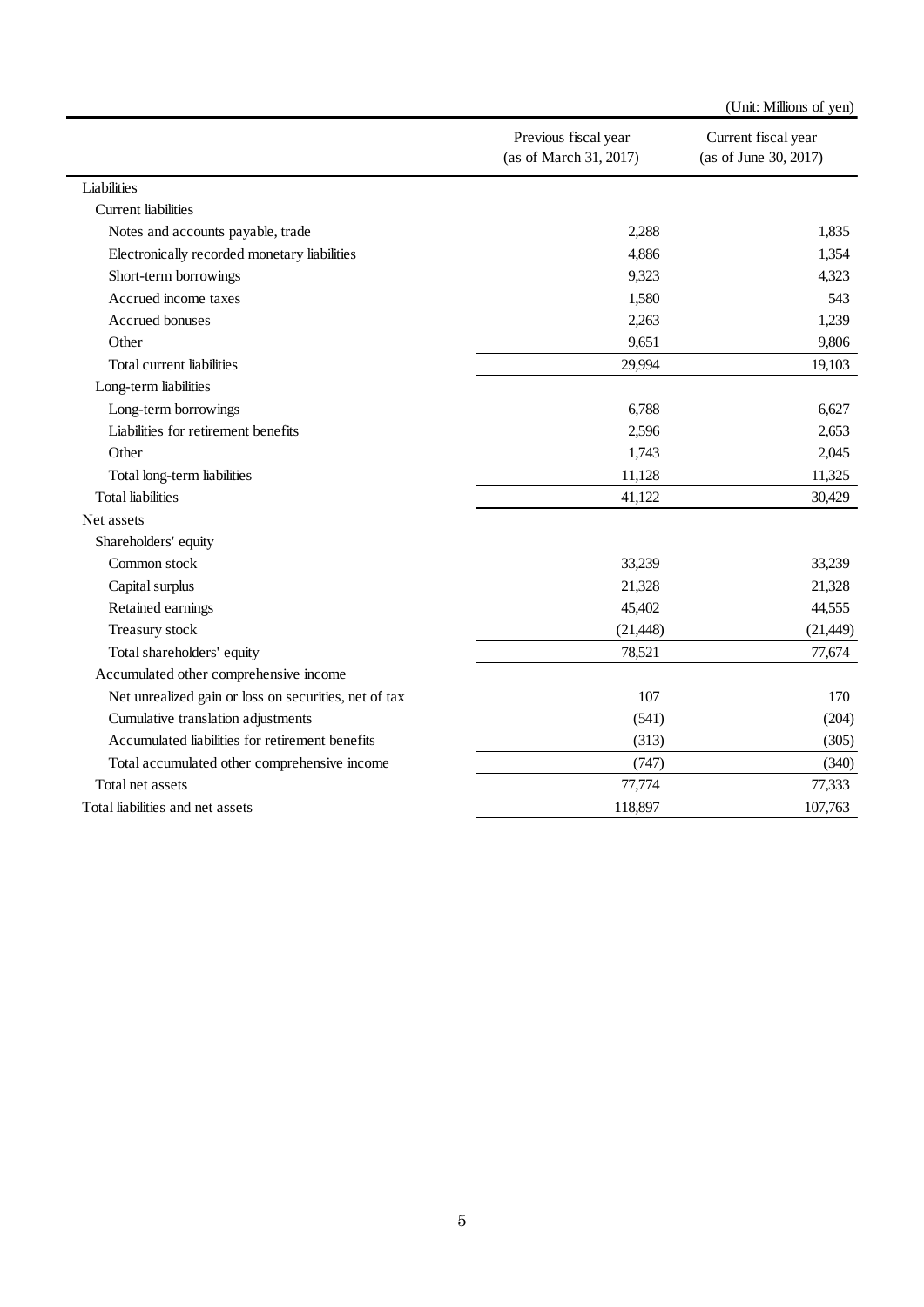(Unit: Millions of yen)

| | Previous fiscal year (as of March 31, 2017) | Current fiscal year (as of June 30, 2017) |
|---|---|---|
| Liabilities | | |
| Current liabilities | | |
| Notes and accounts payable, trade | 2,288 | 1,835 |
| Electronically recorded monetary liabilities | 4,886 | 1,354 |
| Short-term borrowings | 9,323 | 4,323 |
| Accrued income taxes | 1,580 | 543 |
| Accrued bonuses | 2,263 | 1,239 |
| Other | 9,651 | 9,806 |
| Total current liabilities | 29,994 | 19,103 |
| Long-term liabilities | | |
| Long-term borrowings | 6,788 | 6,627 |
| Liabilities for retirement benefits | 2,596 | 2,653 |
| Other | 1,743 | 2,045 |
| Total long-term liabilities | 11,128 | 11,325 |
| Total liabilities | 41,122 | 30,429 |
| Net assets | | |
| Shareholders' equity | | |
| Common stock | 33,239 | 33,239 |
| Capital surplus | 21,328 | 21,328 |
| Retained earnings | 45,402 | 44,555 |
| Treasury stock | (21,448) | (21,449) |
| Total shareholders' equity | 78,521 | 77,674 |
| Accumulated other comprehensive income | | |
| Net unrealized gain or loss on securities, net of tax | 107 | 170 |
| Cumulative translation adjustments | (541) | (204) |
| Accumulated liabilities for retirement benefits | (313) | (305) |
| Total accumulated other comprehensive income | (747) | (340) |
| Total net assets | 77,774 | 77,333 |
| Total liabilities and net assets | 118,897 | 107,763 |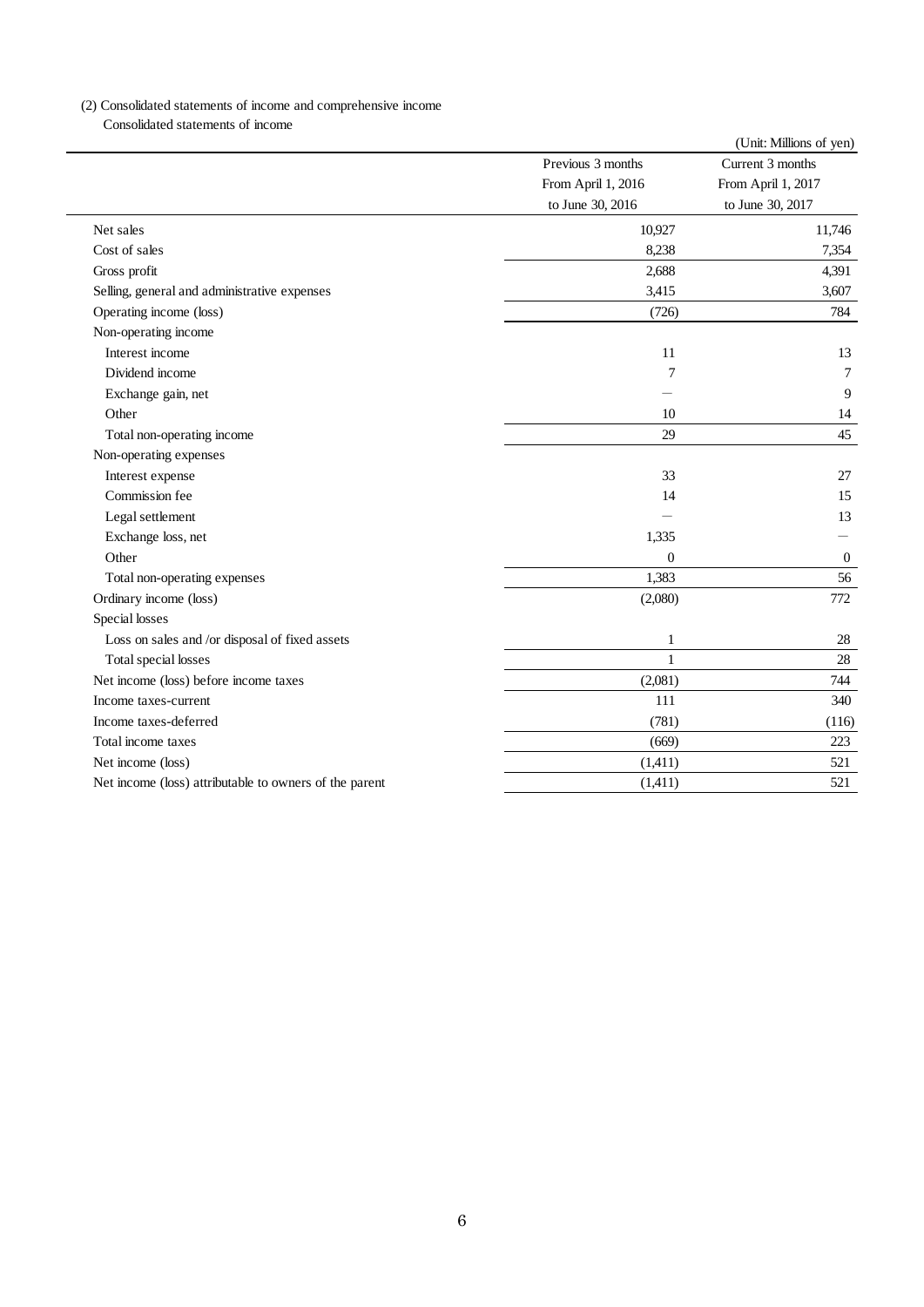(2) Consolidated statements of income and comprehensive income

Consolidated statements of income

(Unit: Millions of yen)

| | Previous 3 months From April 1, 2016 to June 30, 2016 | Current 3 months From April 1, 2017 to June 30, 2017 |
|---|---|---|
| Net sales | 10,927 | 11,746 |
| Cost of sales | 8,238 | 7,354 |
| Gross profit | 2,688 | 4,391 |
| Selling, general and administrative expenses | 3,415 | 3,607 |
| Operating income (loss) | (726) | 784 |
| Non-operating income | | |
| Interest income | 11 | 13 |
| Dividend income | 7 | 7 |
| Exchange gain, net | — | 9 |
| Other | 10 | 14 |
| Total non-operating income | 29 | 45 |
| Non-operating expenses | | |
| Interest expense | 33 | 27 |
| Commission fee | 14 | 15 |
| Legal settlement | — | 13 |
| Exchange loss, net | 1,335 | — |
| Other | 0 | 0 |
| Total non-operating expenses | 1,383 | 56 |
| Ordinary income (loss) | (2,080) | 772 |
| Special losses | | |
| Loss on sales and /or disposal of fixed assets | 1 | 28 |
| Total special losses | 1 | 28 |
| Net income (loss) before income taxes | (2,081) | 744 |
| Income taxes-current | 111 | 340 |
| Income taxes-deferred | (781) | (116) |
| Total income taxes | (669) | 223 |
| Net income (loss) | (1,411) | 521 |
| Net income (loss) attributable to owners of the parent | (1,411) | 521 |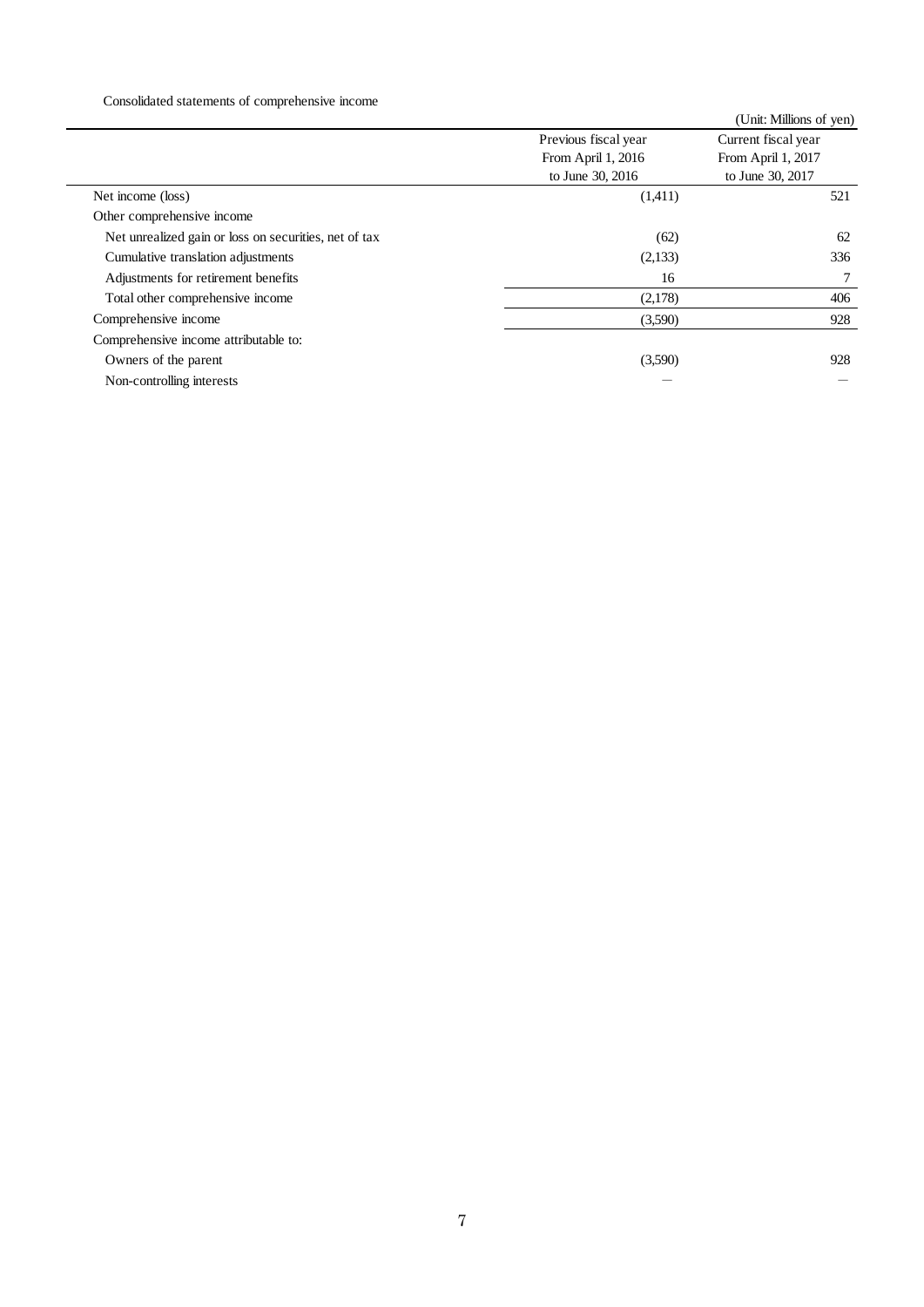Consolidated statements of comprehensive income

(Unit: Millions of yen)

| | Previous fiscal year From April 1, 2016 to June 30, 2016 | Current fiscal year From April 1, 2017 to June 30, 2017 |
|---|---|---|
| Net income (loss) | (1,411) | 521 |
| Other comprehensive income | | |
| Net unrealized gain or loss on securities, net of tax | (62) | 62 |
| Cumulative translation adjustments | (2,133) | 336 |
| Adjustments for retirement benefits | 16 | 7 |
| Total other comprehensive income | (2,178) | 406 |
| Comprehensive income | (3,590) | 928 |
| Comprehensive income attributable to: | | |
| Owners of the parent | (3,590) | 928 |
| Non-controlling interests | — | — |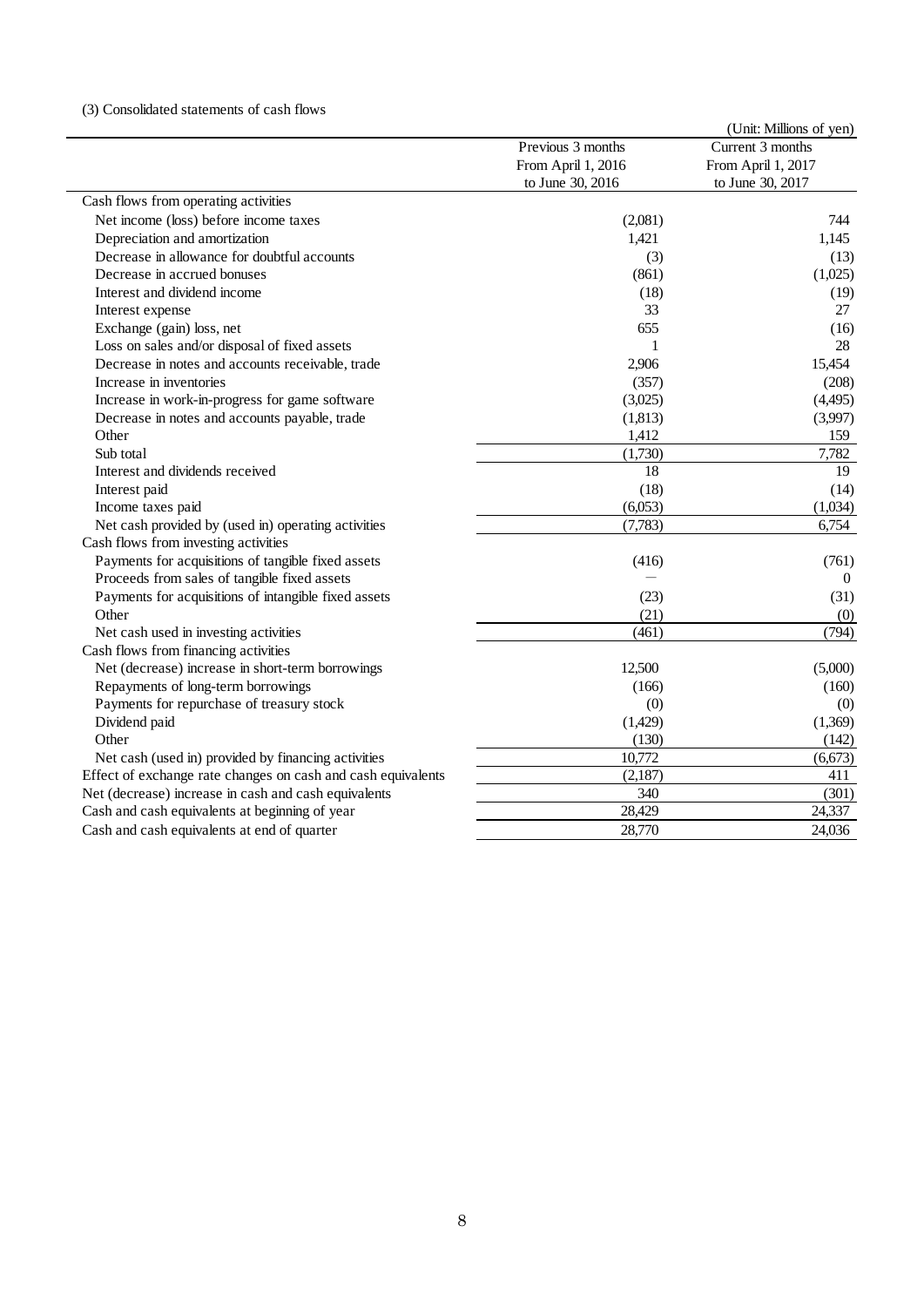(3) Consolidated statements of cash flows

(Unit: Millions of yen)

| | Previous 3 months From April 1, 2016 to June 30, 2016 | Current 3 months From April 1, 2017 to June 30, 2017 |
|---|---|---|
| Cash flows from operating activities | | |
| Net income (loss) before income taxes | (2,081) | 744 |
| Depreciation and amortization | 1,421 | 1,145 |
| Decrease in allowance for doubtful accounts | (3) | (13) |
| Decrease in accrued bonuses | (861) | (1,025) |
| Interest and dividend income | (18) | (19) |
| Interest expense | 33 | 27 |
| Exchange (gain) loss, net | 655 | (16) |
| Loss on sales and/or disposal of fixed assets | 1 | 28 |
| Decrease in notes and accounts receivable, trade | 2,906 | 15,454 |
| Increase in inventories | (357) | (208) |
| Increase in work-in-progress for game software | (3,025) | (4,495) |
| Decrease in notes and accounts payable, trade | (1,813) | (3,997) |
| Other | 1,412 | 159 |
| Sub total | (1,730) | 7,782 |
| Interest and dividends received | 18 | 19 |
| Interest paid | (18) | (14) |
| Income taxes paid | (6,053) | (1,034) |
| Net cash provided by (used in) operating activities | (7,783) | 6,754 |
| Cash flows from investing activities | | |
| Payments for acquisitions of tangible fixed assets | (416) | (761) |
| Proceeds from sales of tangible fixed assets | — | 0 |
| Payments for acquisitions of intangible fixed assets | (23) | (31) |
| Other | (21) | (0) |
| Net cash used in investing activities | (461) | (794) |
| Cash flows from financing activities | | |
| Net (decrease) increase in short-term borrowings | 12,500 | (5,000) |
| Repayments of long-term borrowings | (166) | (160) |
| Payments for repurchase of treasury stock | (0) | (0) |
| Dividend paid | (1,429) | (1,369) |
| Other | (130) | (142) |
| Net cash (used in) provided by financing activities | 10,772 | (6,673) |
| Effect of exchange rate changes on cash and cash equivalents | (2,187) | 411 |
| Net (decrease) increase in cash and cash equivalents | 340 | (301) |
| Cash and cash equivalents at beginning of year | 28,429 | 24,337 |
| Cash and cash equivalents at end of quarter | 28,770 | 24,036 |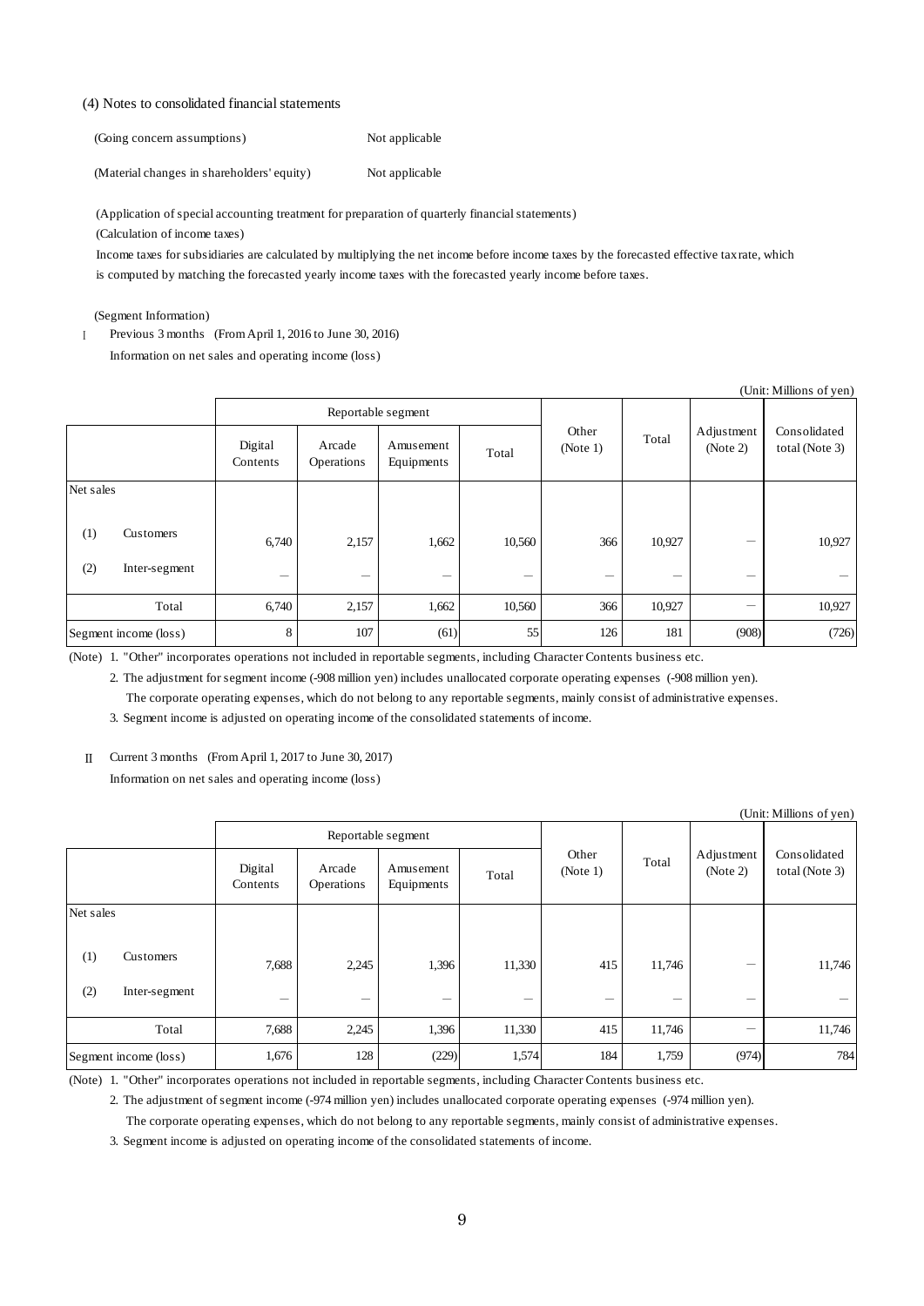(4) Notes to consolidated financial statements

(Going concern assumptions) Not applicable

(Material changes in shareholders' equity) Not applicable

(Application of special accounting treatment for preparation of quarterly financial statements)

(Calculation of income taxes)

Income taxes for subsidiaries are calculated by multiplying the net income before income taxes by the forecasted effective tax rate, which is computed by matching the forecasted yearly income taxes with the forecasted yearly income before taxes.

(Segment Information)

I Previous 3 months (From April 1, 2016 to June 30, 2016)

Information on net sales and operating income (loss)

(Unit: Millions of yen)

| | Reportable segment | | | | Other (Note 1) | Total | Adjustment (Note 2) | Consolidated total (Note 3) |
|---|---|---|---|---|---|---|---|---|
| | Digital Contents | Arcade Operations | Amusement Equipments | Total | | | | |
| Net sales | | | | | | | | |
| (1) Customers | 6,740 | 2,157 | 1,662 | 10,560 | 366 | 10,927 | − | 10,927 |
| (2) Inter-segment | − | − | − | − | − | − | − | − |
| Total | 6,740 | 2,157 | 1,662 | 10,560 | 366 | 10,927 | − | 10,927 |
| Segment income (loss) | 8 | 107 | (61) | 55 | 126 | 181 | (908) | (726) |

(Note) 1. "Other" incorporates operations not included in reportable segments, including Character Contents business etc.

2. The adjustment for segment income (-908 million yen) includes unallocated corporate operating expenses (-908 million yen). The corporate operating expenses, which do not belong to any reportable segments, mainly consist of administrative expenses.

3. Segment income is adjusted on operating income of the consolidated statements of income.

II Current 3 months (From April 1, 2017 to June 30, 2017)

Information on net sales and operating income (loss)

(Unit: Millions of yen)

| | Reportable segment | | | | Other (Note 1) | Total | Adjustment (Note 2) | Consolidated total (Note 3) |
|---|---|---|---|---|---|---|---|---|
| | Digital Contents | Arcade Operations | Amusement Equipments | Total | | | | |
| Net sales | | | | | | | | |
| (1) Customers | 7,688 | 2,245 | 1,396 | 11,330 | 415 | 11,746 | − | 11,746 |
| (2) Inter-segment | − | − | − | − | − | − | − | − |
| Total | 7,688 | 2,245 | 1,396 | 11,330 | 415 | 11,746 | − | 11,746 |
| Segment income (loss) | 1,676 | 128 | (229) | 1,574 | 184 | 1,759 | (974) | 784 |

(Note) 1. "Other" incorporates operations not included in reportable segments, including Character Contents business etc.

2. The adjustment of segment income (-974 million yen) includes unallocated corporate operating expenses (-974 million yen). The corporate operating expenses, which do not belong to any reportable segments, mainly consist of administrative expenses.

3. Segment income is adjusted on operating income of the consolidated statements of income.